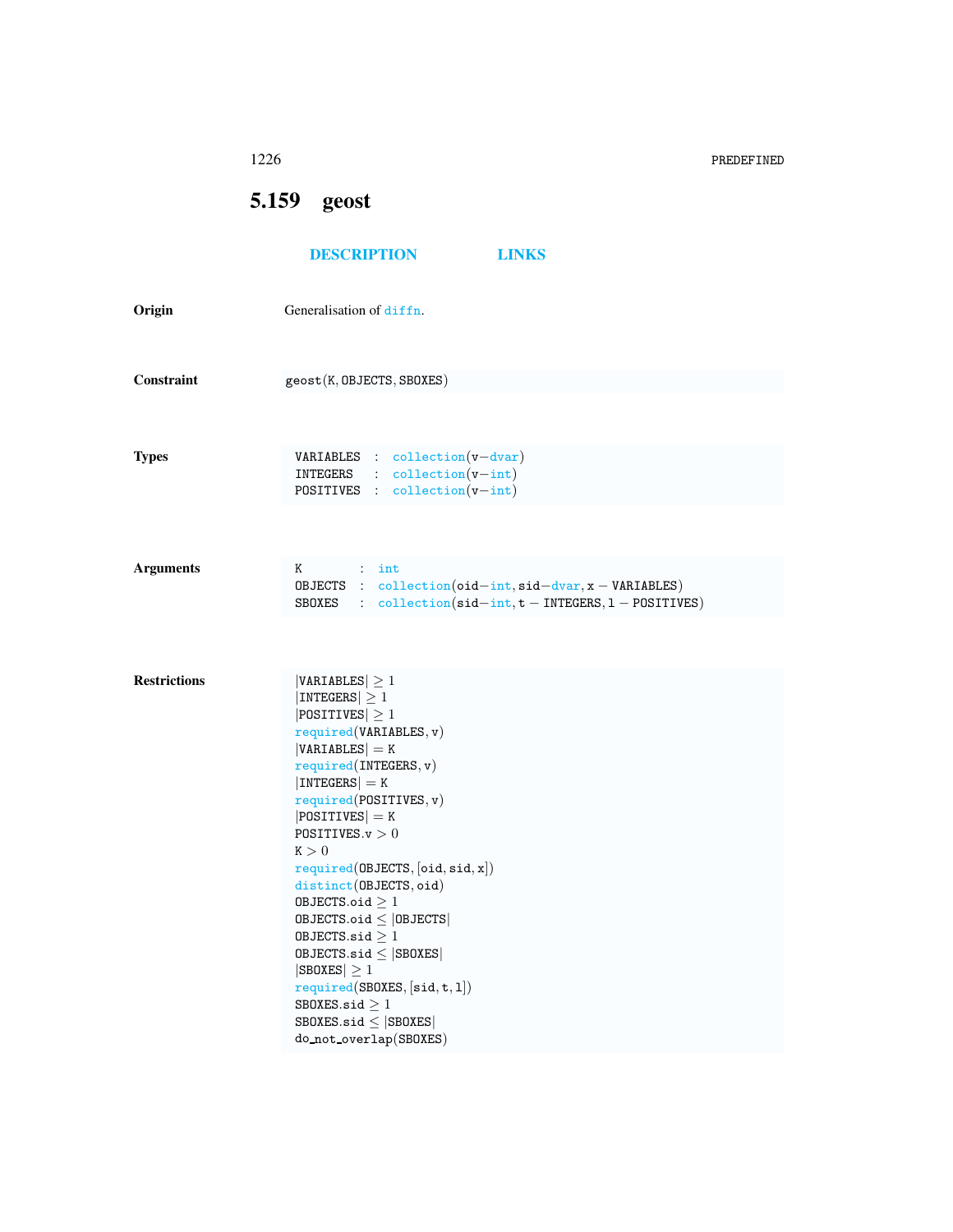## 5.159 geost

DESCRIPTION LINKS

**Origin** Generalisation of diffn.

**Constraint** geost(K, OBJECTS, SBOXES)

**Types**

```
VARIABLES : collection(v-dvar)
INTEGERS  : collection(v-int)
POSITIVES : collection(v-int)
```

**Arguments**

```
K       : int
OBJECTS : collection(oid-int, sid-dvar, x - VARIABLES)
SBOXES  : collection(sid-int, t - INTEGERS, l - POSITIVES)
```

**Restrictions**

|VARIABLES| ≥ 1
|INTEGERS| ≥ 1
|POSITIVES| ≥ 1
required(VARIABLES, v)
|VARIABLES| = K
required(INTEGERS, v)
|INTEGERS| = K
required(POSITIVES, v)
|POSITIVES| = K
POSITIVES.v > 0
K > 0
required(OBJECTS, [oid, sid, x])
distinct(OBJECTS, oid)
OBJECTS.oid ≥ 1
OBJECTS.oid ≤ |OBJECTS|
OBJECTS.sid ≥ 1
OBJECTS.sid ≤ |SBOXES|
|SBOXES| ≥ 1
required(SBOXES, [sid, t, l])
SBOXES.sid ≥ 1
SBOXES.sid ≤ |SBOXES|
do_not_overlap(SBOXES)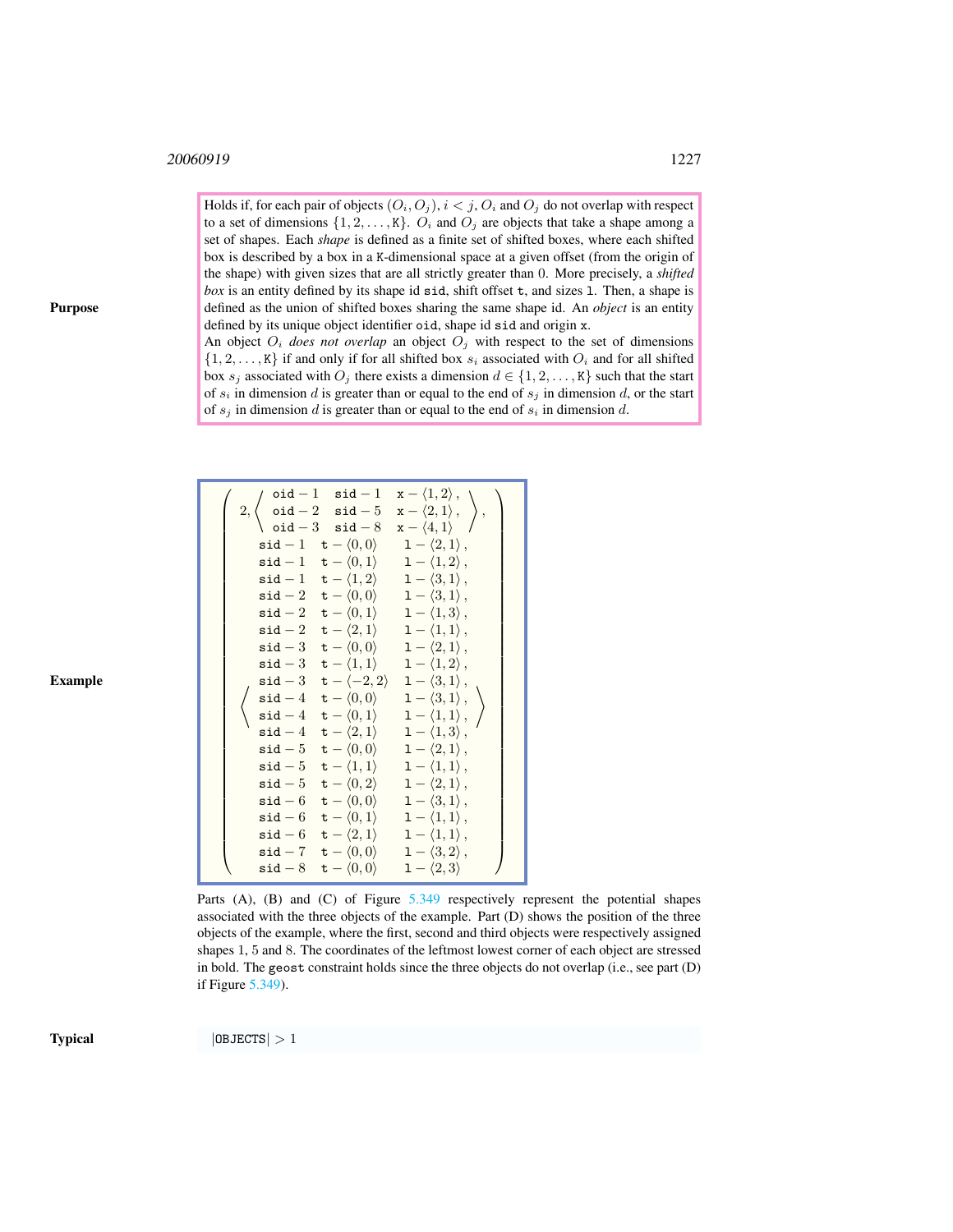**Purpose**

Holds if, for each pair of objects $(O_i, O_j)$, $i < j$, $O_i$ and $O_j$ do not overlap with respect to a set of dimensions $\{1, 2, \ldots, \mathtt{K}\}$. $O_i$ and $O_j$ are objects that take a shape among a set of shapes. Each *shape* is defined as a finite set of shifted boxes, where each shifted box is described by a box in a K-dimensional space at a given offset (from the origin of the shape) with given sizes that are all strictly greater than 0. More precisely, a *shifted box* is an entity defined by its shape id `sid`, shift offset `t`, and sizes `l`. Then, a shape is defined as the union of shifted boxes sharing the same shape id. An *object* is an entity defined by its unique object identifier `oid`, shape id `sid` and origin `x`.

An object $O_i$ *does not overlap* an object $O_j$ with respect to the set of dimensions $\{1, 2, \ldots, \mathtt{K}\}$ if and only if for all shifted box $s_i$ associated with $O_i$ and for all shifted box $s_j$ associated with $O_j$ there exists a dimension $d \in \{1, 2, \ldots, \mathtt{K}\}$ such that the start of $s_i$ in dimension $d$ is greater than or equal to the end of $s_j$ in dimension $d$, or the start of $s_j$ in dimension $d$ is greater than or equal to the end of $s_i$ in dimension $d$.

**Example**

$$
\left(\begin{array}{l}
2, \left\langle \begin{array}{lll}
\mathtt{oid}-1 & \mathtt{sid}-1 & \mathtt{x}-\langle 1,2\rangle, \\
\mathtt{oid}-2 & \mathtt{sid}-5 & \mathtt{x}-\langle 2,1\rangle, \\
\mathtt{oid}-3 & \mathtt{sid}-8 & \mathtt{x}-\langle 4,1\rangle
\end{array}\right\rangle, \\
\left\langle \begin{array}{lll}
\mathtt{sid}-1 & \mathtt{t}-\langle 0,0\rangle & \mathtt{l}-\langle 2,1\rangle, \\
\mathtt{sid}-1 & \mathtt{t}-\langle 0,1\rangle & \mathtt{l}-\langle 1,2\rangle, \\
\mathtt{sid}-1 & \mathtt{t}-\langle 1,2\rangle & \mathtt{l}-\langle 3,1\rangle, \\
\mathtt{sid}-2 & \mathtt{t}-\langle 0,0\rangle & \mathtt{l}-\langle 3,1\rangle, \\
\mathtt{sid}-2 & \mathtt{t}-\langle 0,1\rangle & \mathtt{l}-\langle 1,3\rangle, \\
\mathtt{sid}-2 & \mathtt{t}-\langle 2,1\rangle & \mathtt{l}-\langle 1,1\rangle, \\
\mathtt{sid}-3 & \mathtt{t}-\langle 0,0\rangle & \mathtt{l}-\langle 2,1\rangle, \\
\mathtt{sid}-3 & \mathtt{t}-\langle 1,1\rangle & \mathtt{l}-\langle 1,2\rangle, \\
\mathtt{sid}-3 & \mathtt{t}-\langle -2,2\rangle & \mathtt{l}-\langle 3,1\rangle, \\
\mathtt{sid}-4 & \mathtt{t}-\langle 0,0\rangle & \mathtt{l}-\langle 3,1\rangle, \\
\mathtt{sid}-4 & \mathtt{t}-\langle 0,1\rangle & \mathtt{l}-\langle 1,1\rangle, \\
\mathtt{sid}-4 & \mathtt{t}-\langle 2,1\rangle & \mathtt{l}-\langle 1,3\rangle, \\
\mathtt{sid}-5 & \mathtt{t}-\langle 0,0\rangle & \mathtt{l}-\langle 2,1\rangle, \\
\mathtt{sid}-5 & \mathtt{t}-\langle 1,1\rangle & \mathtt{l}-\langle 1,1\rangle, \\
\mathtt{sid}-5 & \mathtt{t}-\langle 0,2\rangle & \mathtt{l}-\langle 2,1\rangle, \\
\mathtt{sid}-6 & \mathtt{t}-\langle 0,0\rangle & \mathtt{l}-\langle 3,1\rangle, \\
\mathtt{sid}-6 & \mathtt{t}-\langle 0,1\rangle & \mathtt{l}-\langle 1,1\rangle, \\
\mathtt{sid}-6 & \mathtt{t}-\langle 2,1\rangle & \mathtt{l}-\langle 1,1\rangle, \\
\mathtt{sid}-7 & \mathtt{t}-\langle 0,0\rangle & \mathtt{l}-\langle 3,2\rangle, \\
\mathtt{sid}-8 & \mathtt{t}-\langle 0,0\rangle & \mathtt{l}-\langle 2,3\rangle
\end{array}\right\rangle
\end{array}\right)
$$

Parts (A), (B) and (C) of Figure 5.349 respectively represent the potential shapes associated with the three objects of the example. Part (D) shows the position of the three objects of the example, where the first, second and third objects were respectively assigned shapes 1, 5 and 8. The coordinates of the leftmost lowest corner of each object are stressed in bold. The `geost` constraint holds since the three objects do not overlap (i.e., see part (D) if Figure 5.349).

**Typical**

$|\mathtt{OBJECTS}| > 1$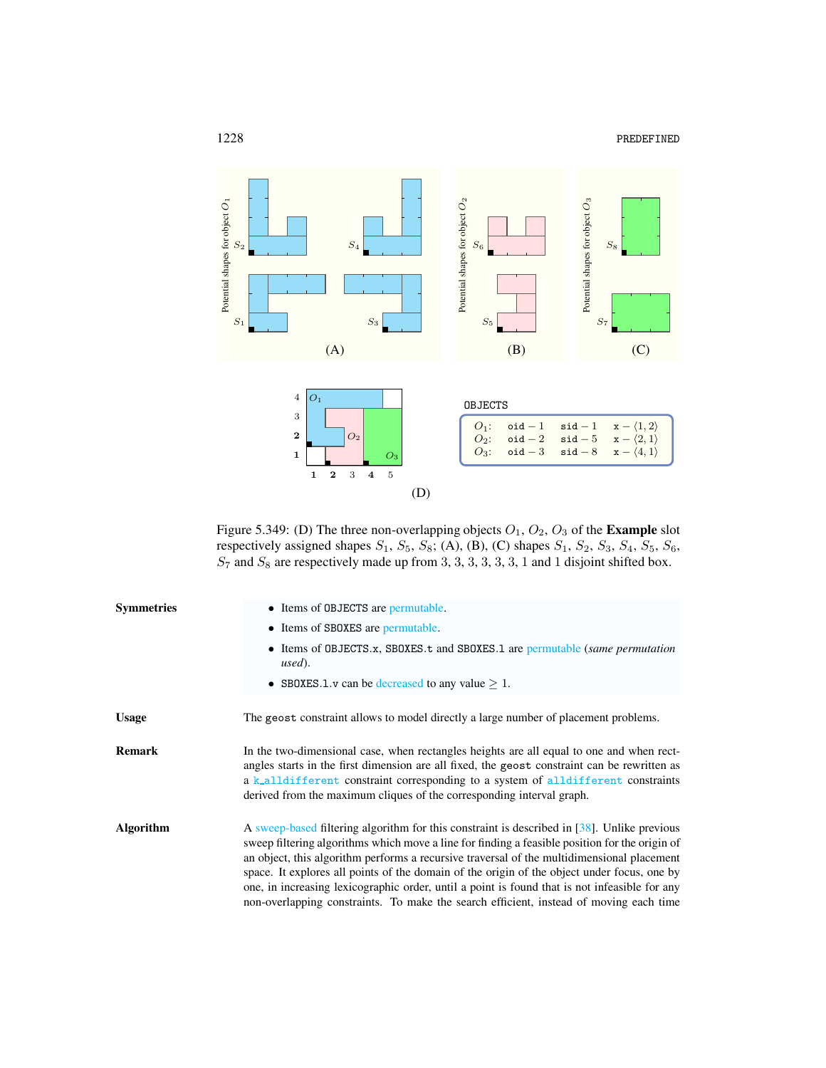Figure 5.349: (D) The three non-overlapping objects $O_1$, $O_2$, $O_3$ of the **Example** slot respectively assigned shapes $S_1$, $S_5$, $S_8$; (A), (B), (C) shapes $S_1$, $S_2$, $S_3$, $S_4$, $S_5$, $S_6$, $S_7$ and $S_8$ are respectively made up from 3, 3, 3, 3, 3, 3, 1 and 1 disjoint shifted box.

OBJECTS

| | | | |
|---|---|---|---|
| $O_1$: | oid − 1 | sid − 1 | x − $\langle 1, 2\rangle$ |
| $O_2$: | oid − 2 | sid − 5 | x − $\langle 2, 1\rangle$ |
| $O_3$: | oid − 3 | sid − 8 | x − $\langle 4, 1\rangle$ |

**Symmetries**

- Items of OBJECTS are permutable.
- Items of SBOXES are permutable.
- Items of OBJECTS.x, SBOXES.t and SBOXES.l are permutable (*same permutation used*).
- SBOXES.l.v can be decreased to any value $\geq 1$.

**Usage**

The geost constraint allows to model directly a large number of placement problems.

**Remark**

In the two-dimensional case, when rectangles heights are all equal to one and when rectangles starts in the first dimension are all fixed, the geost constraint can be rewritten as a k_alldifferent constraint corresponding to a system of alldifferent constraints derived from the maximum cliques of the corresponding interval graph.

**Algorithm**

A sweep-based filtering algorithm for this constraint is described in [38]. Unlike previous sweep filtering algorithms which move a line for finding a feasible position for the origin of an object, this algorithm performs a recursive traversal of the multidimensional placement space. It explores all points of the domain of the origin of the object under focus, one by one, in increasing lexicographic order, until a point is found that is not infeasible for any non-overlapping constraints. To make the search efficient, instead of moving each time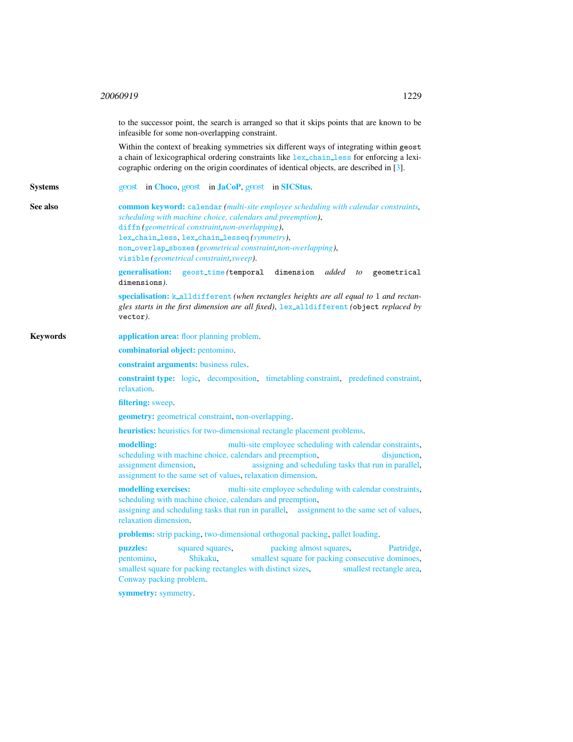to the successor point, the search is arranged so that it skips points that are known to be infeasible for some non-overlapping constraint.

Within the context of breaking symmetries six different ways of integrating within geost a chain of lexicographical ordering constraints like lex_chain_less for enforcing a lexicographic ordering on the origin coordinates of identical objects, are described in [3].

**Systems** geost in **Choco**, geost in **JaCoP**, geost in **SICStus**.

**See also**

**common keyword:** calendar *(multi-site employee scheduling with calendar constraints, scheduling with machine choice, calendars and preemption)*, diffn *(geometrical constraint, non-overlapping)*, lex_chain_less, lex_chain_lesseq *(symmetry)*, non_overlap_sboxes *(geometrical constraint, non-overlapping)*, visible *(geometrical constraint, sweep)*.

**generalisation:** geost_time *(*temporal dimension *added to* geometrical dimensions*)*.

**specialisation:** k_alldifferent *(when rectangles heights are all equal to* 1 *and rectangles starts in the first dimension are all fixed)*, lex_alldifferent *(*object *replaced by* vector*)*.

**Keywords**

**application area:** floor planning problem.

**combinatorial object:** pentomino.

**constraint arguments:** business rules.

**constraint type:** logic, decomposition, timetabling constraint, predefined constraint, relaxation.

**filtering:** sweep.

**geometry:** geometrical constraint, non-overlapping.

**heuristics:** heuristics for two-dimensional rectangle placement problems.

**modelling:** multi-site employee scheduling with calendar constraints, scheduling with machine choice, calendars and preemption, disjunction, assignment dimension, assigning and scheduling tasks that run in parallel, assignment to the same set of values, relaxation dimension.

**modelling exercises:** multi-site employee scheduling with calendar constraints, scheduling with machine choice, calendars and preemption, assigning and scheduling tasks that run in parallel, assignment to the same set of values, relaxation dimension.

**problems:** strip packing, two-dimensional orthogonal packing, pallet loading.

**puzzles:** squared squares, packing almost squares, Partridge, pentomino, Shikaku, smallest square for packing consecutive dominoes, smallest square for packing rectangles with distinct sizes, smallest rectangle area, Conway packing problem.

**symmetry:** symmetry.